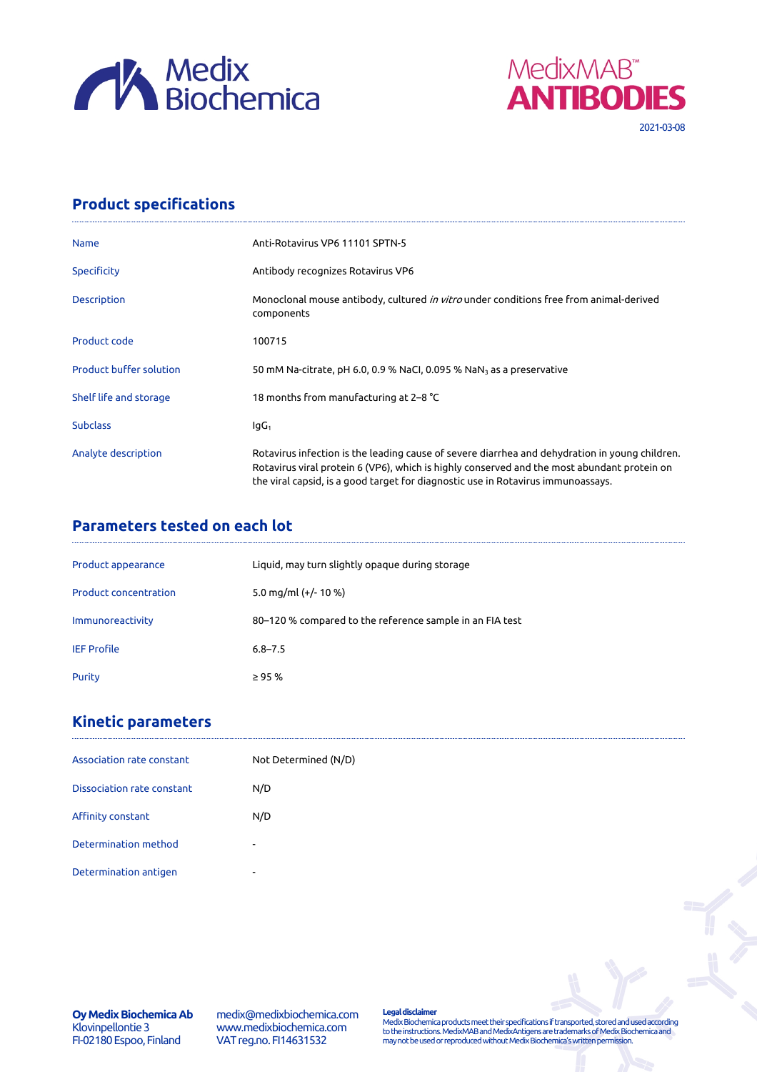Medix Biochemica

MedixMAB™ ANTIBODIES

2021-03-08

## Product specifications

| | |
|---|---|
| Name | Anti-Rotavirus VP6 11101 SPTN-5 |
| Specificity | Antibody recognizes Rotavirus VP6 |
| Description | Monoclonal mouse antibody, cultured *in vitro* under conditions free from animal-derived components |
| Product code | 100715 |
| Product buffer solution | 50 mM Na-citrate, pH 6.0, 0.9 % NaCl, 0.095 % $NaN_3$ as a preservative |
| Shelf life and storage | 18 months from manufacturing at 2–8 °C |
| Subclass | $IgG_1$ |
| Analyte description | Rotavirus infection is the leading cause of severe diarrhea and dehydration in young children. Rotavirus viral protein 6 (VP6), which is highly conserved and the most abundant protein on the viral capsid, is a good target for diagnostic use in Rotavirus immunoassays. |

## Parameters tested on each lot

| | |
|---|---|
| Product appearance | Liquid, may turn slightly opaque during storage |
| Product concentration | 5.0 mg/ml (+/- 10 %) |
| Immunoreactivity | 80–120 % compared to the reference sample in an FIA test |
| IEF Profile | 6.8–7.5 |
| Purity | ≥ 95 % |

## Kinetic parameters

| | |
|---|---|
| Association rate constant | Not Determined (N/D) |
| Dissociation rate constant | N/D |
| Affinity constant | N/D |
| Determination method | - |
| Determination antigen | - |

**Oy Medix Biochemica Ab**
Klovinpellontie 3
FI-02180 Espoo, Finland

medix@medixbiochemica.com
www.medixbiochemica.com
VAT reg.no. FI14631532

**Legal disclaimer**
Medix Biochemica products meet their specifications if transported, stored and used according to the instructions. MedixMAB and MedixAntigens are trademarks of Medix Biochemica and may not be used or reproduced without Medix Biochemica's written permission.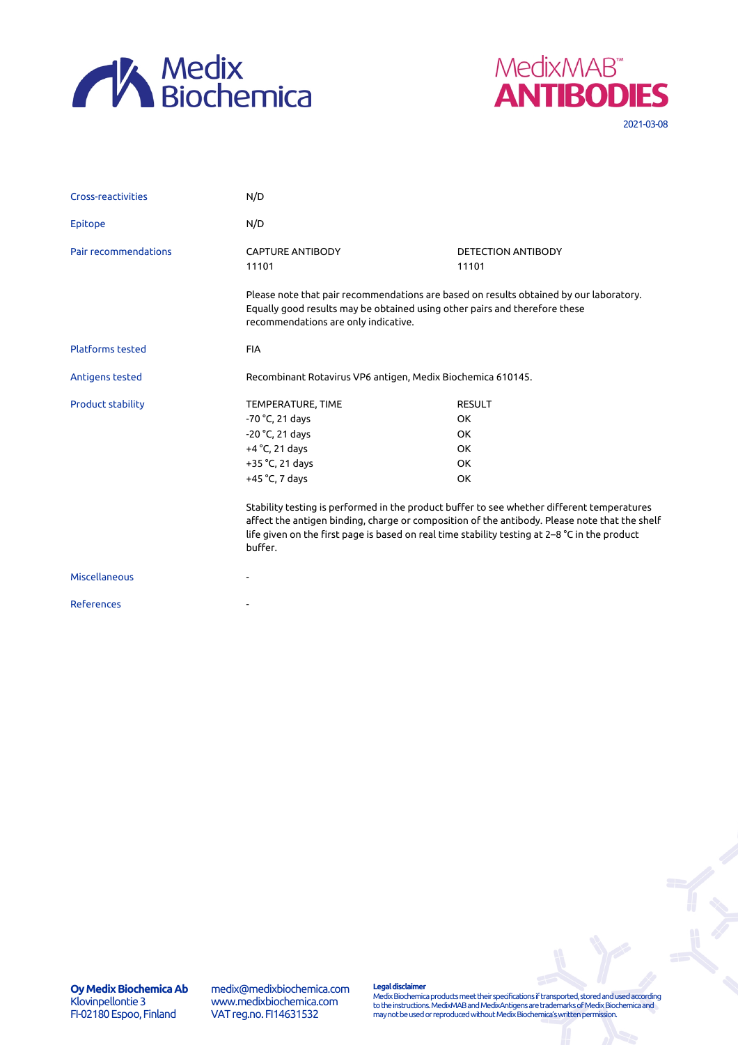| | | |
|---|---|---|
| Cross-reactivities | N/D | |
| Epitope | N/D | |
| Pair recommendations | CAPTURE ANTIBODY<br>11101 | DETECTION ANTIBODY<br>11101 |

Please note that pair recommendations are based on results obtained by our laboratory. Equally good results may be obtained using other pairs and therefore these recommendations are only indicative.

| | | |
|---|---|---|
| Platforms tested | FIA | |
| Antigens tested | Recombinant Rotavirus VP6 antigen, Medix Biochemica 610145. | |
| Product stability | TEMPERATURE, TIME | RESULT |
| | -70 °C, 21 days | OK |
| | -20 °C, 21 days | OK |
| | +4 °C, 21 days | OK |
| | +35 °C, 21 days | OK |
| | +45 °C, 7 days | OK |

Stability testing is performed in the product buffer to see whether different temperatures affect the antigen binding, charge or composition of the antibody. Please note that the shelf life given on the first page is based on real time stability testing at 2–8 °C in the product buffer.

| | |
|---|---|
| Miscellaneous | - |
| References | - |